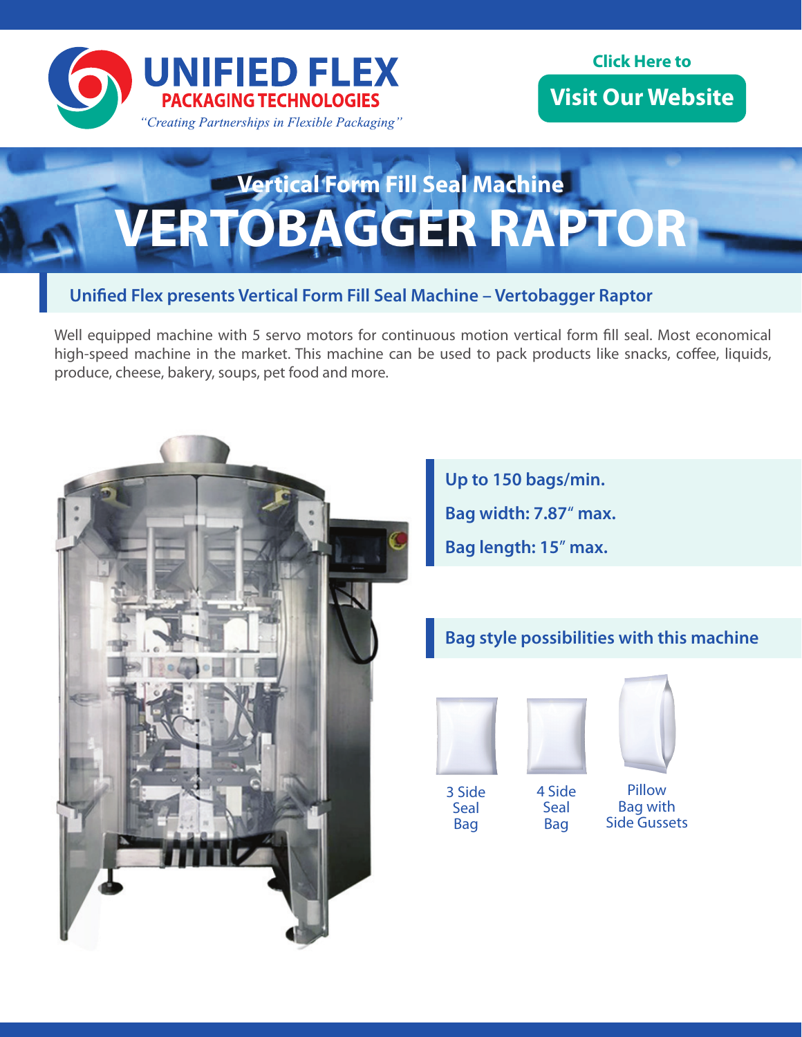**UNIFIED FLEX**
**PACKAGING TECHNOLOGIES**
*"Creating Partnerships in Flexible Packaging"*

Click Here to
**Visit Our Website**

## Vertical Form Fill Seal Machine

# VERTOBAGGER RAPTOR

### Unified Flex presents Vertical Form Fill Seal Machine – Vertobagger Raptor

Well equipped machine with 5 servo motors for continuous motion vertical form fill seal. Most economical high-speed machine in the market. This machine can be used to pack products like snacks, coffee, liquids, produce, cheese, bakery, soups, pet food and more.

**Up to 150 bags/min.**

**Bag width: 7.87" max.**

**Bag length: 15" max.**

### Bag style possibilities with this machine

3 Side Seal Bag

4 Side Seal Bag

Pillow Bag with Side Gussets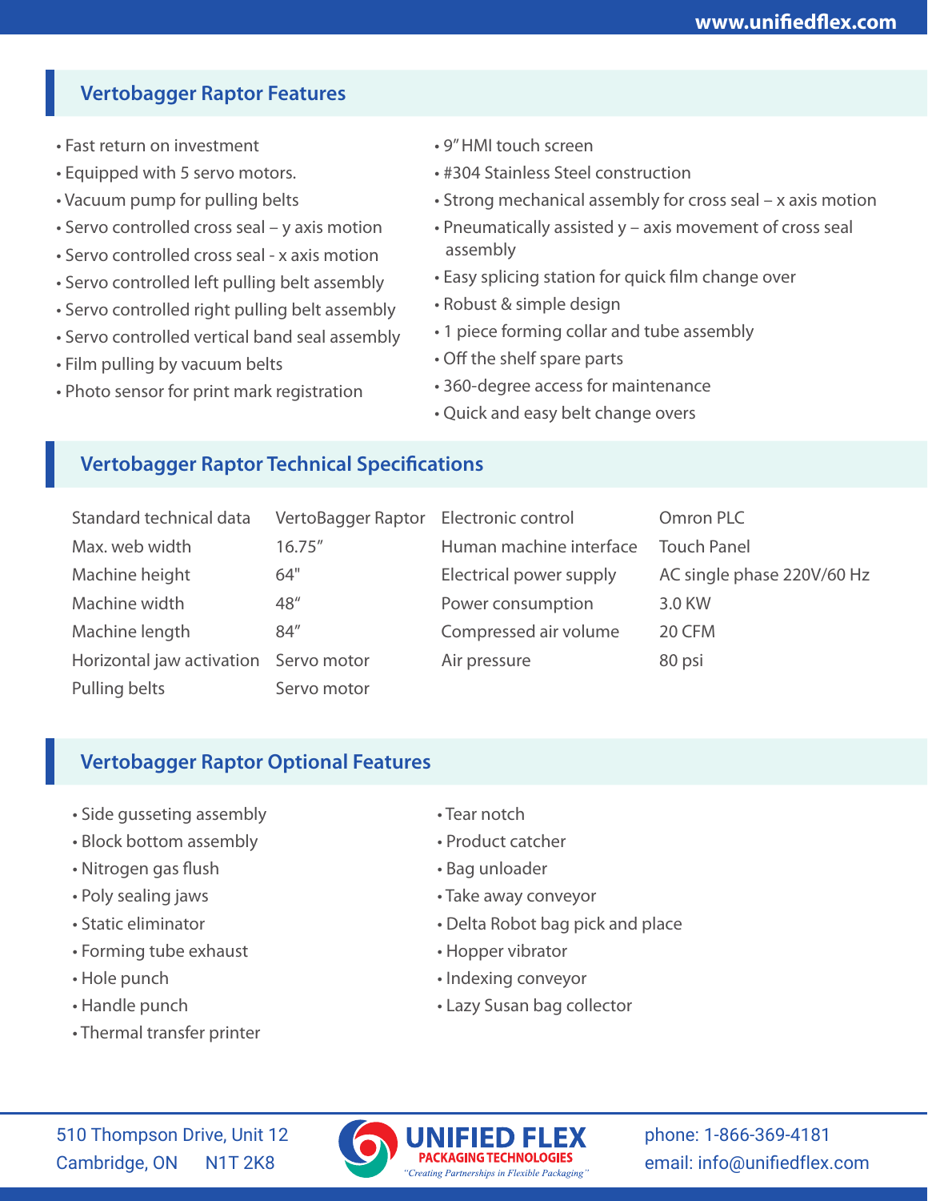## Vertobagger Raptor Features

- Fast return on investment
- Equipped with 5 servo motors.
- Vacuum pump for pulling belts
- Servo controlled cross seal – y axis motion
- Servo controlled cross seal - x axis motion
- Servo controlled left pulling belt assembly
- Servo controlled right pulling belt assembly
- Servo controlled vertical band seal assembly
- Film pulling by vacuum belts
- Photo sensor for print mark registration
- 9" HMI touch screen
- #304 Stainless Steel construction
- Strong mechanical assembly for cross seal – x axis motion
- Pneumatically assisted y – axis movement of cross seal assembly
- Easy splicing station for quick film change over
- Robust & simple design
- 1 piece forming collar and tube assembly
- Off the shelf spare parts
- 360-degree access for maintenance
- Quick and easy belt change overs

## Vertobagger Raptor Technical Specifications

| | | | |
|---|---|---|---|
| Standard technical data | VertoBagger Raptor | Electronic control | Omron PLC |
| Max. web width | 16.75" | Human machine interface | Touch Panel |
| Machine height | 64" | Electrical power supply | AC single phase 220V/60 Hz |
| Machine width | 48" | Power consumption | 3.0 KW |
| Machine length | 84" | Compressed air volume | 20 CFM |
| Horizontal jaw activation | Servo motor | Air pressure | 80 psi |
| Pulling belts | Servo motor | | |

## Vertobagger Raptor Optional Features

- Side gusseting assembly
- Block bottom assembly
- Nitrogen gas flush
- Poly sealing jaws
- Static eliminator
- Forming tube exhaust
- Hole punch
- Handle punch
- Thermal transfer printer
- Tear notch
- Product catcher
- Bag unloader
- Take away conveyor
- Delta Robot bag pick and place
- Hopper vibrator
- Indexing conveyor
- Lazy Susan bag collector

510 Thompson Drive, Unit 12
Cambridge, ON N1T 2K8

**UNIFIED FLEX**
PACKAGING TECHNOLOGIES
*"Creating Partnerships in Flexible Packaging"*

phone: 1-866-369-4181
email: info@unifiedflex.com